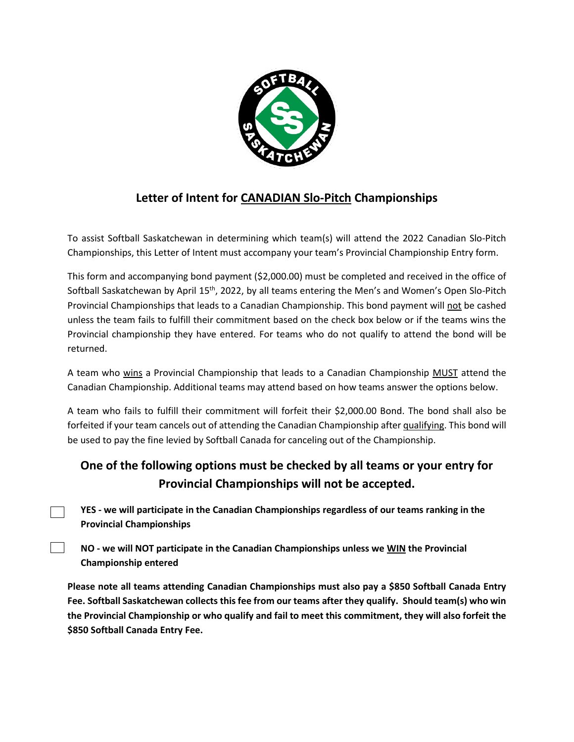# Letter of Intent for CANADIAN Slo-Pitch Championships

To assist Softball Saskatchewan in determining which team(s) will attend the 2022 Canadian Slo-Pitch Championships, this Letter of Intent must accompany your team's Provincial Championship Entry form.

This form and accompanying bond payment ($2,000.00) must be completed and received in the office of Softball Saskatchewan by April 15th, 2022, by all teams entering the Men's and Women's Open Slo-Pitch Provincial Championships that leads to a Canadian Championship. This bond payment will not be cashed unless the team fails to fulfill their commitment based on the check box below or if the teams wins the Provincial championship they have entered. For teams who do not qualify to attend the bond will be returned.

A team who wins a Provincial Championship that leads to a Canadian Championship MUST attend the Canadian Championship. Additional teams may attend based on how teams answer the options below.

A team who fails to fulfill their commitment will forfeit their $2,000.00 Bond. The bond shall also be forfeited if your team cancels out of attending the Canadian Championship after qualifying. This bond will be used to pay the fine levied by Softball Canada for canceling out of the Championship.

## One of the following options must be checked by all teams or your entry for Provincial Championships will not be accepted.

- ☐ **YES - we will participate in the Canadian Championships regardless of our teams ranking in the Provincial Championships**
- ☐ **NO - we will NOT participate in the Canadian Championships unless we WIN the Provincial Championship entered**

**Please note all teams attending Canadian Championships must also pay a $850 Softball Canada Entry Fee. Softball Saskatchewan collects this fee from our teams after they qualify. Should team(s) who win the Provincial Championship or who qualify and fail to meet this commitment, they will also forfeit the $850 Softball Canada Entry Fee.**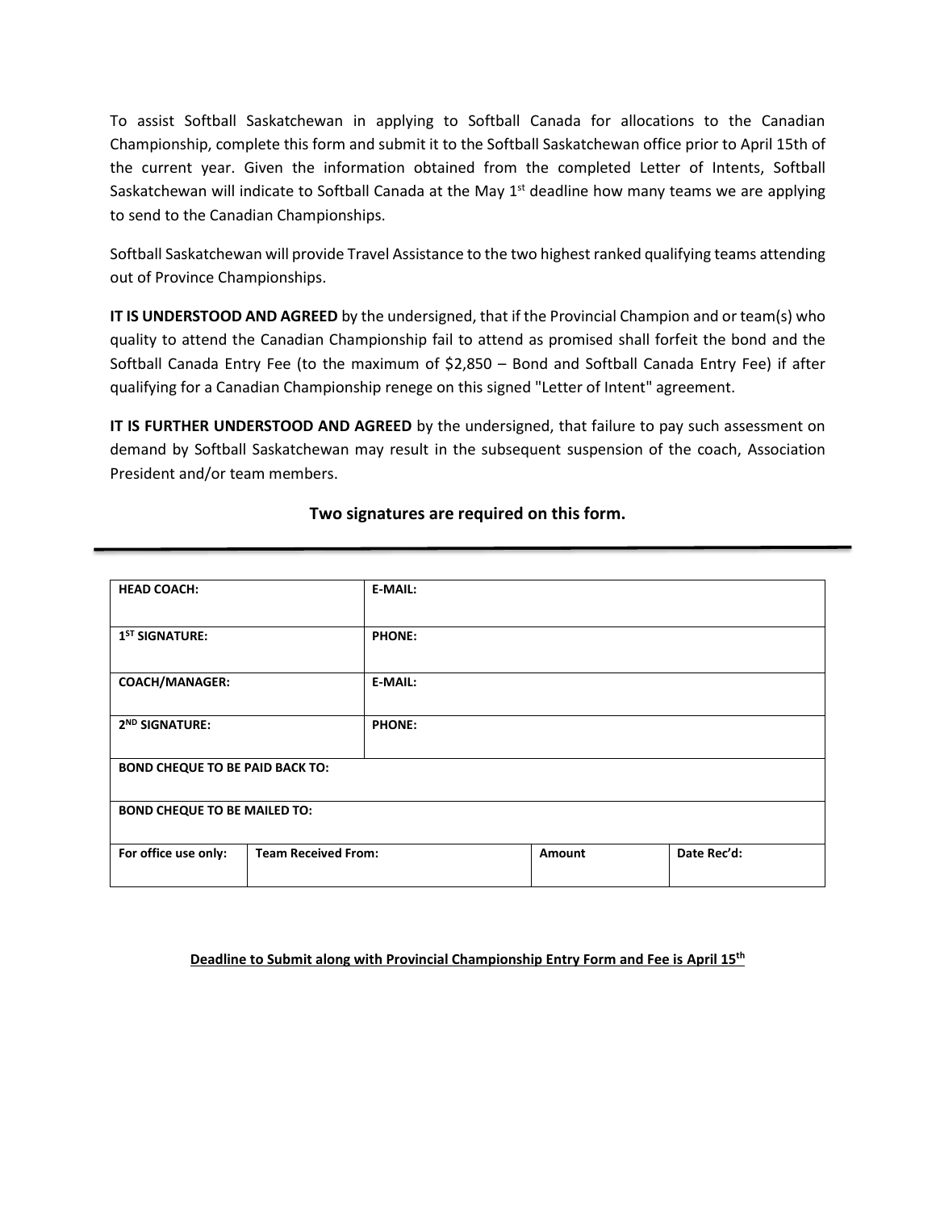To assist Softball Saskatchewan in applying to Softball Canada for allocations to the Canadian Championship, complete this form and submit it to the Softball Saskatchewan office prior to April 15th of the current year. Given the information obtained from the completed Letter of Intents, Softball Saskatchewan will indicate to Softball Canada at the May 1st deadline how many teams we are applying to send to the Canadian Championships.

Softball Saskatchewan will provide Travel Assistance to the two highest ranked qualifying teams attending out of Province Championships.

**IT IS UNDERSTOOD AND AGREED** by the undersigned, that if the Provincial Champion and or team(s) who quality to attend the Canadian Championship fail to attend as promised shall forfeit the bond and the Softball Canada Entry Fee (to the maximum of $2,850 – Bond and Softball Canada Entry Fee) if after qualifying for a Canadian Championship renege on this signed "Letter of Intent" agreement.

**IT IS FURTHER UNDERSTOOD AND AGREED** by the undersigned, that failure to pay such assessment on demand by Softball Saskatchewan may result in the subsequent suspension of the coach, Association President and/or team members.

**Two signatures are required on this form.**

---

| | | | |
|---|---|---|---|
| **HEAD COACH:** | **E-MAIL:** | | |
| **1ST SIGNATURE:** | **PHONE:** | | |
| **COACH/MANAGER:** | **E-MAIL:** | | |
| **2ND SIGNATURE:** | **PHONE:** | | |
| **BOND CHEQUE TO BE PAID BACK TO:** | | | |
| **BOND CHEQUE TO BE MAILED TO:** | | | |
| **For office use only:** | **Team Received From:** | **Amount** | **Date Rec'd:** |

**Deadline to Submit along with Provincial Championship Entry Form and Fee is April 15th**